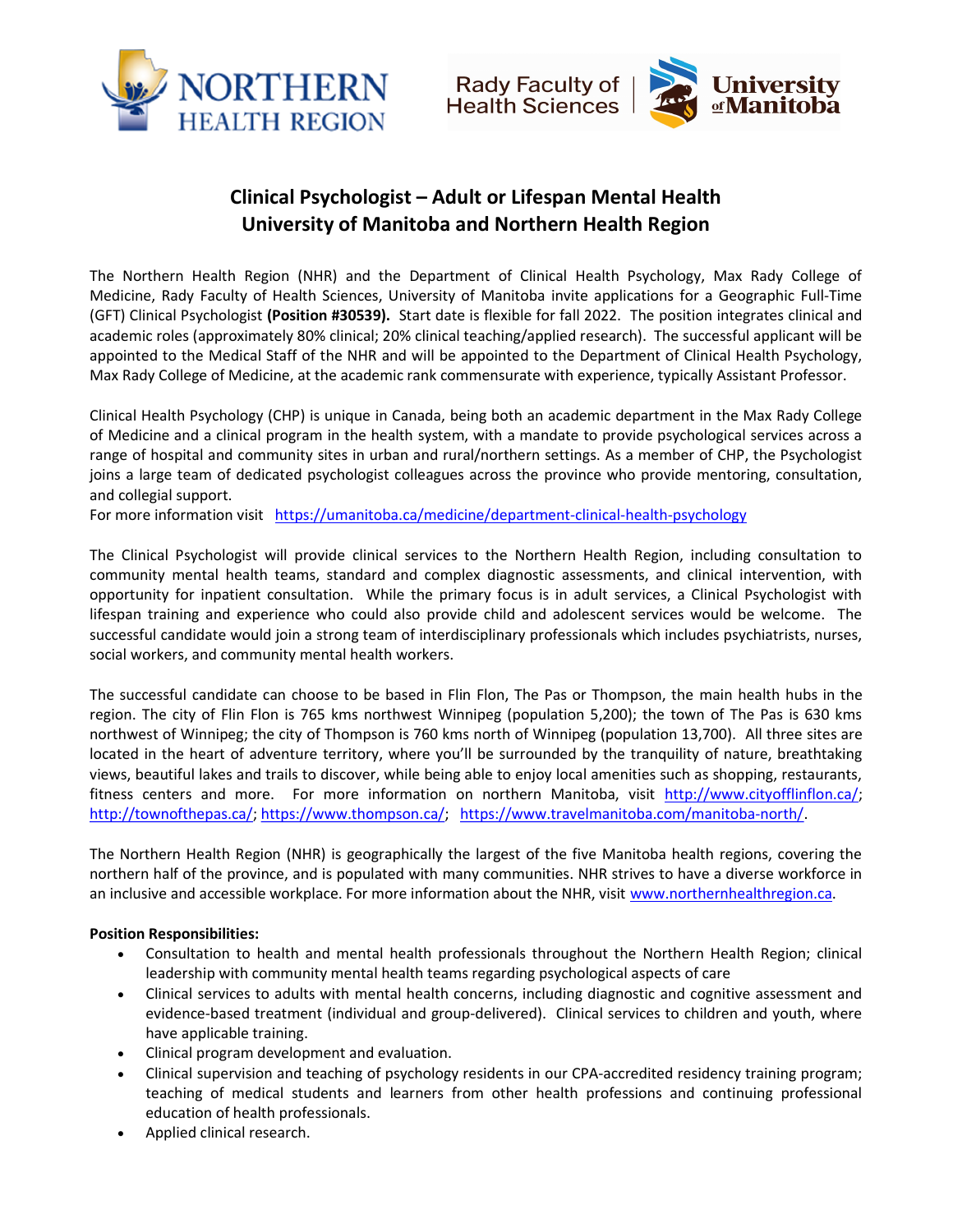# Clinical Psychologist – Adult or Lifespan Mental Health
# University of Manitoba and Northern Health Region

The Northern Health Region (NHR) and the Department of Clinical Health Psychology, Max Rady College of Medicine, Rady Faculty of Health Sciences, University of Manitoba invite applications for a Geographic Full-Time (GFT) Clinical Psychologist **(Position #30539).** Start date is flexible for fall 2022. The position integrates clinical and academic roles (approximately 80% clinical; 20% clinical teaching/applied research). The successful applicant will be appointed to the Medical Staff of the NHR and will be appointed to the Department of Clinical Health Psychology, Max Rady College of Medicine, at the academic rank commensurate with experience, typically Assistant Professor.

Clinical Health Psychology (CHP) is unique in Canada, being both an academic department in the Max Rady College of Medicine and a clinical program in the health system, with a mandate to provide psychological services across a range of hospital and community sites in urban and rural/northern settings. As a member of CHP, the Psychologist joins a large team of dedicated psychologist colleagues across the province who provide mentoring, consultation, and collegial support.
For more information visit https://umanitoba.ca/medicine/department-clinical-health-psychology

The Clinical Psychologist will provide clinical services to the Northern Health Region, including consultation to community mental health teams, standard and complex diagnostic assessments, and clinical intervention, with opportunity for inpatient consultation. While the primary focus is in adult services, a Clinical Psychologist with lifespan training and experience who could also provide child and adolescent services would be welcome. The successful candidate would join a strong team of interdisciplinary professionals which includes psychiatrists, nurses, social workers, and community mental health workers.

The successful candidate can choose to be based in Flin Flon, The Pas or Thompson, the main health hubs in the region. The city of Flin Flon is 765 kms northwest Winnipeg (population 5,200); the town of The Pas is 630 kms northwest of Winnipeg; the city of Thompson is 760 kms north of Winnipeg (population 13,700). All three sites are located in the heart of adventure territory, where you'll be surrounded by the tranquility of nature, breathtaking views, beautiful lakes and trails to discover, while being able to enjoy local amenities such as shopping, restaurants, fitness centers and more. For more information on northern Manitoba, visit http://www.cityofflinflon.ca/; http://townofthepas.ca/; https://www.thompson.ca/; https://www.travelmanitoba.com/manitoba-north/.

The Northern Health Region (NHR) is geographically the largest of the five Manitoba health regions, covering the northern half of the province, and is populated with many communities. NHR strives to have a diverse workforce in an inclusive and accessible workplace. For more information about the NHR, visit www.northernhealthregion.ca.

**Position Responsibilities:**

- Consultation to health and mental health professionals throughout the Northern Health Region; clinical leadership with community mental health teams regarding psychological aspects of care
- Clinical services to adults with mental health concerns, including diagnostic and cognitive assessment and evidence-based treatment (individual and group-delivered). Clinical services to children and youth, where have applicable training.
- Clinical program development and evaluation.
- Clinical supervision and teaching of psychology residents in our CPA-accredited residency training program; teaching of medical students and learners from other health professions and continuing professional education of health professionals.
- Applied clinical research.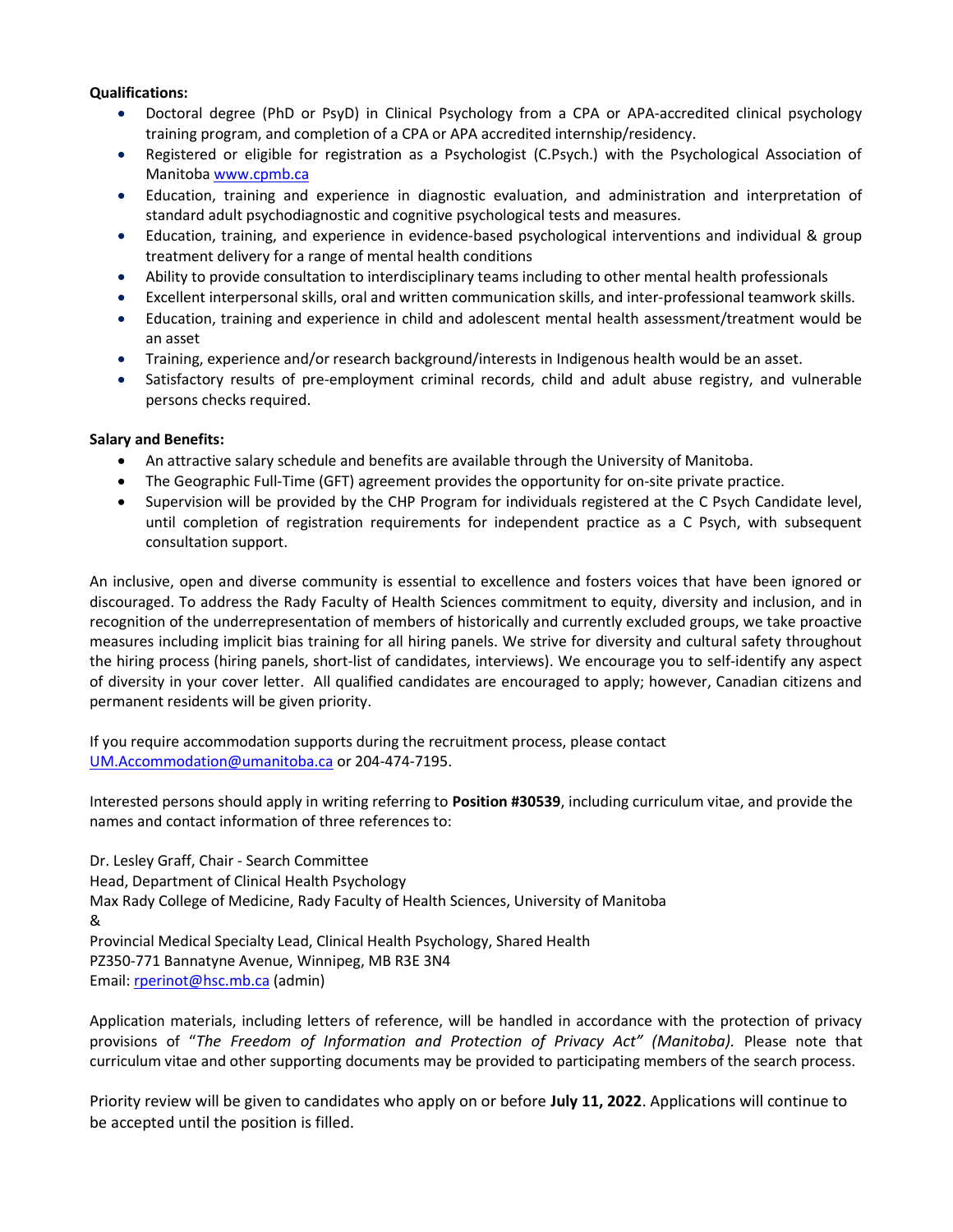**Qualifications:**

- Doctoral degree (PhD or PsyD) in Clinical Psychology from a CPA or APA-accredited clinical psychology training program, and completion of a CPA or APA accredited internship/residency.
- Registered or eligible for registration as a Psychologist (C.Psych.) with the Psychological Association of Manitoba [www.cpmb.ca](www.cpmb.ca)
- Education, training and experience in diagnostic evaluation, and administration and interpretation of standard adult psychodiagnostic and cognitive psychological tests and measures.
- Education, training, and experience in evidence-based psychological interventions and individual & group treatment delivery for a range of mental health conditions
- Ability to provide consultation to interdisciplinary teams including to other mental health professionals
- Excellent interpersonal skills, oral and written communication skills, and inter-professional teamwork skills.
- Education, training and experience in child and adolescent mental health assessment/treatment would be an asset
- Training, experience and/or research background/interests in Indigenous health would be an asset.
- Satisfactory results of pre-employment criminal records, child and adult abuse registry, and vulnerable persons checks required.

**Salary and Benefits:**

- An attractive salary schedule and benefits are available through the University of Manitoba.
- The Geographic Full-Time (GFT) agreement provides the opportunity for on-site private practice.
- Supervision will be provided by the CHP Program for individuals registered at the C Psych Candidate level, until completion of registration requirements for independent practice as a C Psych, with subsequent consultation support.

An inclusive, open and diverse community is essential to excellence and fosters voices that have been ignored or discouraged. To address the Rady Faculty of Health Sciences commitment to equity, diversity and inclusion, and in recognition of the underrepresentation of members of historically and currently excluded groups, we take proactive measures including implicit bias training for all hiring panels. We strive for diversity and cultural safety throughout the hiring process (hiring panels, short-list of candidates, interviews). We encourage you to self-identify any aspect of diversity in your cover letter. All qualified candidates are encouraged to apply; however, Canadian citizens and permanent residents will be given priority.

If you require accommodation supports during the recruitment process, please contact [UM.Accommodation@umanitoba.ca](mailto:UM.Accommodation@umanitoba.ca) or 204-474-7195.

Interested persons should apply in writing referring to **Position #30539**, including curriculum vitae, and provide the names and contact information of three references to:

Dr. Lesley Graff, Chair - Search Committee
Head, Department of Clinical Health Psychology
Max Rady College of Medicine, Rady Faculty of Health Sciences, University of Manitoba
&
Provincial Medical Specialty Lead, Clinical Health Psychology, Shared Health
PZ350-771 Bannatyne Avenue, Winnipeg, MB R3E 3N4
Email: [rperinot@hsc.mb.ca](mailto:rperinot@hsc.mb.ca) (admin)

Application materials, including letters of reference, will be handled in accordance with the protection of privacy provisions of "*The Freedom of Information and Protection of Privacy Act" (Manitoba).* Please note that curriculum vitae and other supporting documents may be provided to participating members of the search process.

Priority review will be given to candidates who apply on or before **July 11, 2022**. Applications will continue to be accepted until the position is filled.